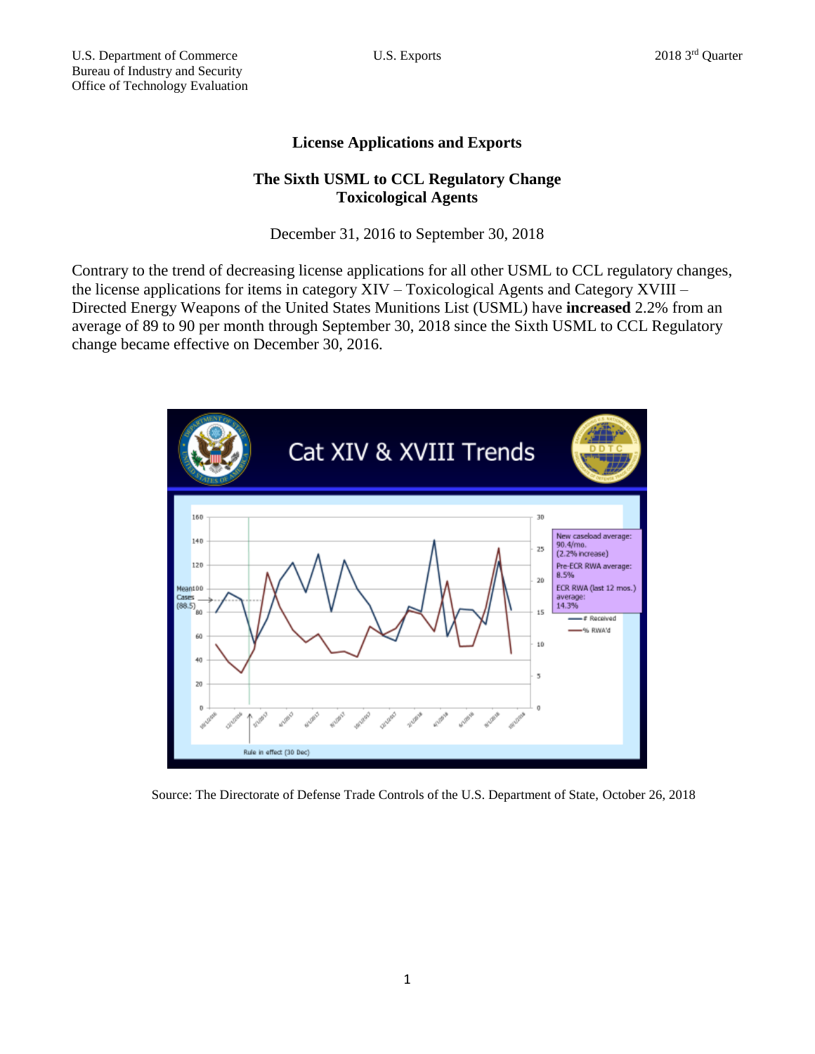# License Applications and Exports

## The Sixth USML to CCL Regulatory Change
## Toxicological Agents

December 31, 2016 to September 30, 2018

Contrary to the trend of decreasing license applications for all other USML to CCL regulatory changes, the license applications for items in category XIV – Toxicological Agents and Category XVIII – Directed Energy Weapons of the United States Munitions List (USML) have **increased** 2.2% from an average of 89 to 90 per month through September 30, 2018 since the Sixth USML to CCL Regulatory change became effective on December 30, 2016.

Source: The Directorate of Defense Trade Controls of the U.S. Department of State, October 26, 2018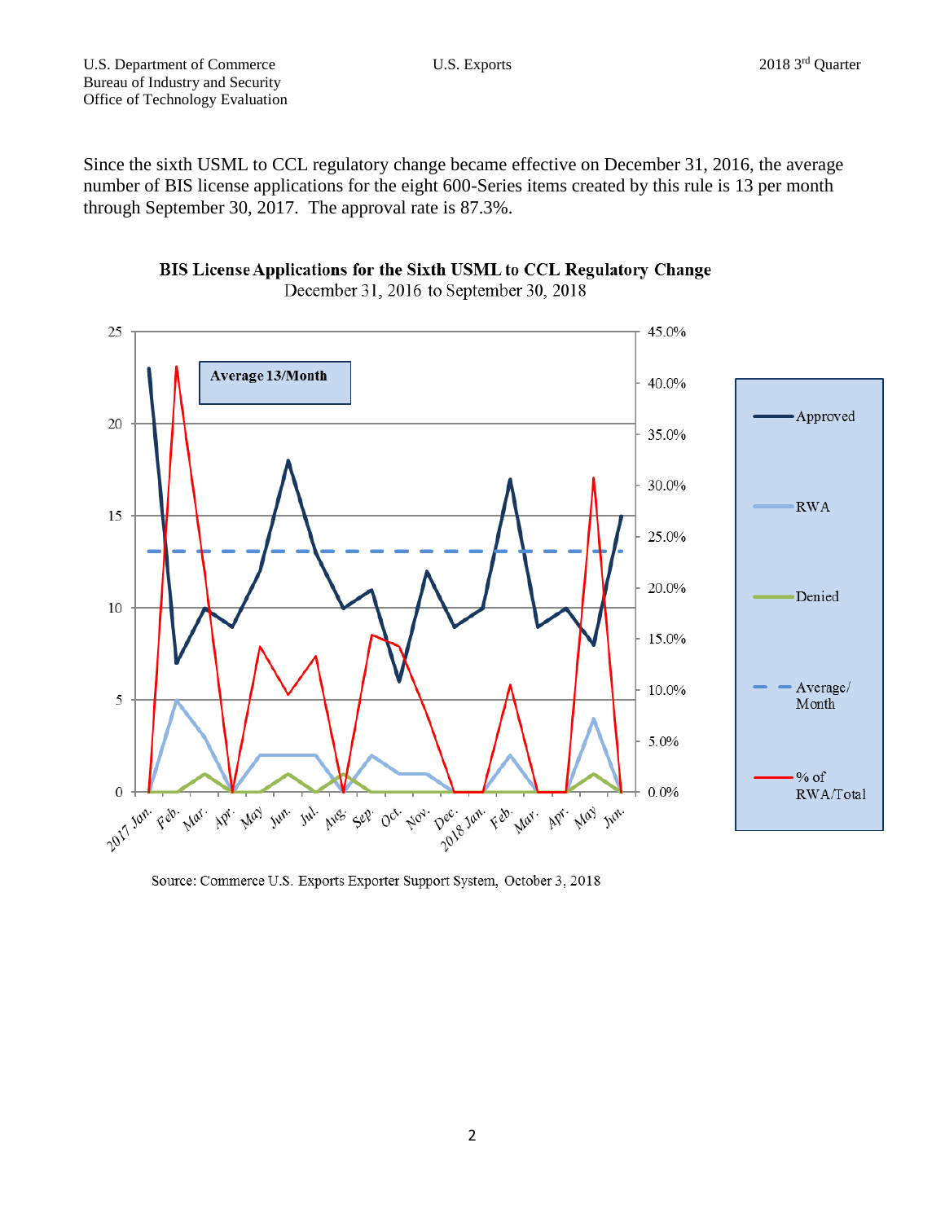Since the sixth USML to CCL regulatory change became effective on December 31, 2016, the average number of BIS license applications for the eight 600-Series items created by this rule is 13 per month through September 30, 2017. The approval rate is 87.3%.

**BIS License Applications for the Sixth USML to CCL Regulatory Change**

December 31, 2016 to September 30, 2018

Average 13/Month

Approved

RWA

Denied

Average/Month

% of RWA/Total

2017 Jan. Feb. Mar. Apr. May Jun. Jul. Aug. Sep. Oct. Nov. Dec. 2018 Jan. Feb. Mar. Apr. May Jun.

Source: Commerce U.S. Exports Exporter Support System, October 3, 2018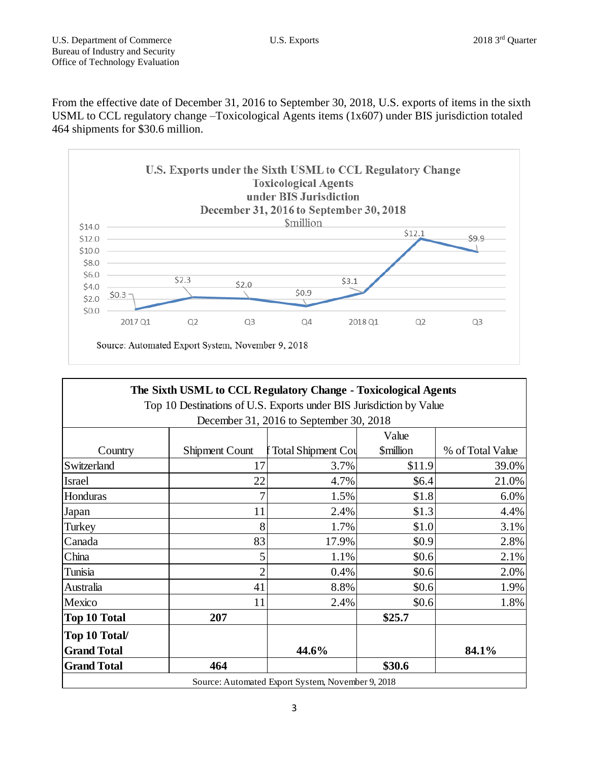From the effective date of December 31, 2016 to September 30, 2018, U.S. exports of items in the sixth USML to CCL regulatory change –Toxicological Agents items (1x607) under BIS jurisdiction totaled 464 shipments for $30.6 million.

**U.S. Exports under the Sixth USML to CCL Regulatory Change**
**Toxicological Agents**
**under BIS Jurisdiction**
**December 31, 2016 to September 30, 2018**
$million

| Quarter | $million |
|---|---|
| 2017 Q1 | $0.3 |
| Q2 | $2.3 |
| Q3 | $2.0 |
| Q4 | $0.9 |
| 2018 Q1 | $3.1 |
| Q2 | $12.1 |
| Q3 | $9.9 |

Source: Automated Export System, November 9, 2018

**The Sixth USML to CCL Regulatory Change - Toxicological Agents**
Top 10 Destinations of U.S. Exports under BIS Jurisdiction by Value
December 31, 2016 to September 30, 2018

| Country | Shipment Count | f Total Shipment Cou | Value $million | % of Total Value |
|---|---|---|---|---|
| Switzerland | 17 | 3.7% | $11.9 | 39.0% |
| Israel | 22 | 4.7% | $6.4 | 21.0% |
| Honduras | 7 | 1.5% | $1.8 | 6.0% |
| Japan | 11 | 2.4% | $1.3 | 4.4% |
| Turkey | 8 | 1.7% | $1.0 | 3.1% |
| Canada | 83 | 17.9% | $0.9 | 2.8% |
| China | 5 | 1.1% | $0.6 | 2.1% |
| Tunisia | 2 | 0.4% | $0.6 | 2.0% |
| Australia | 41 | 8.8% | $0.6 | 1.9% |
| Mexico | 11 | 2.4% | $0.6 | 1.8% |
| **Top 10 Total** | **207** | | **$25.7** | |
| **Top 10 Total/ Grand Total** | | **44.6%** | | **84.1%** |
| **Grand Total** | **464** | | **$30.6** | |

Source: Automated Export System, November 9, 2018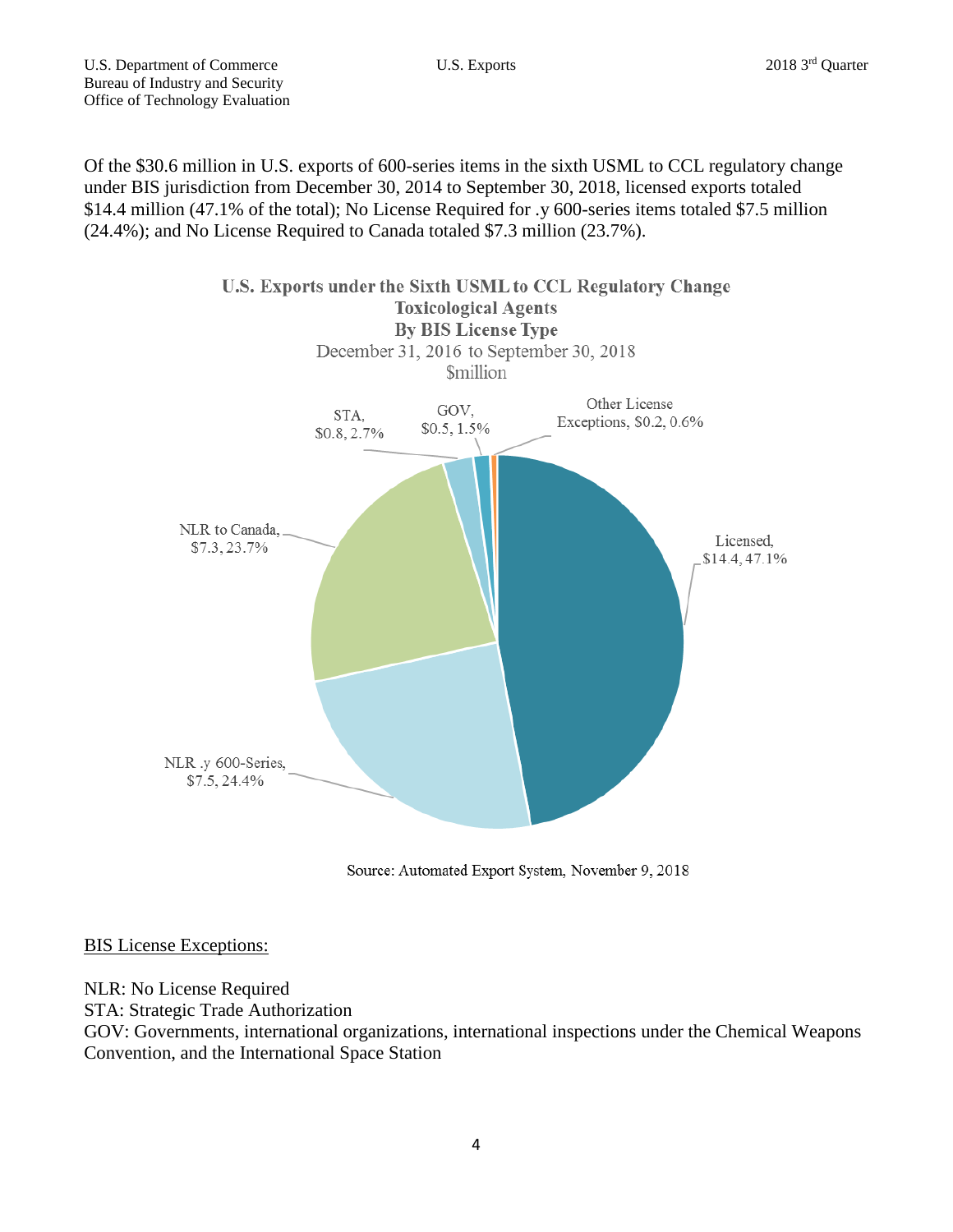Of the $30.6 million in U.S. exports of 600-series items in the sixth USML to CCL regulatory change under BIS jurisdiction from December 30, 2014 to September 30, 2018, licensed exports totaled $14.4 million (47.1% of the total); No License Required for .y 600-series items totaled $7.5 million (24.4%); and No License Required to Canada totaled $7.3 million (23.7%).

**U.S. Exports under the Sixth USML to CCL Regulatory Change**
**Toxicological Agents**
**By BIS License Type**
December 31, 2016 to September 30, 2018
$million

STA, $0.8, 2.7%
GOV, $0.5, 1.5%
Other License Exceptions, $0.2, 0.6%
Licensed, $14.4, 47.1%
NLR to Canada, $7.3, 23.7%
NLR .y 600-Series, $7.5, 24.4%

Source: Automated Export System, November 9, 2018

<u>BIS License Exceptions:</u>

NLR: No License Required
STA: Strategic Trade Authorization
GOV: Governments, international organizations, international inspections under the Chemical Weapons Convention, and the International Space Station